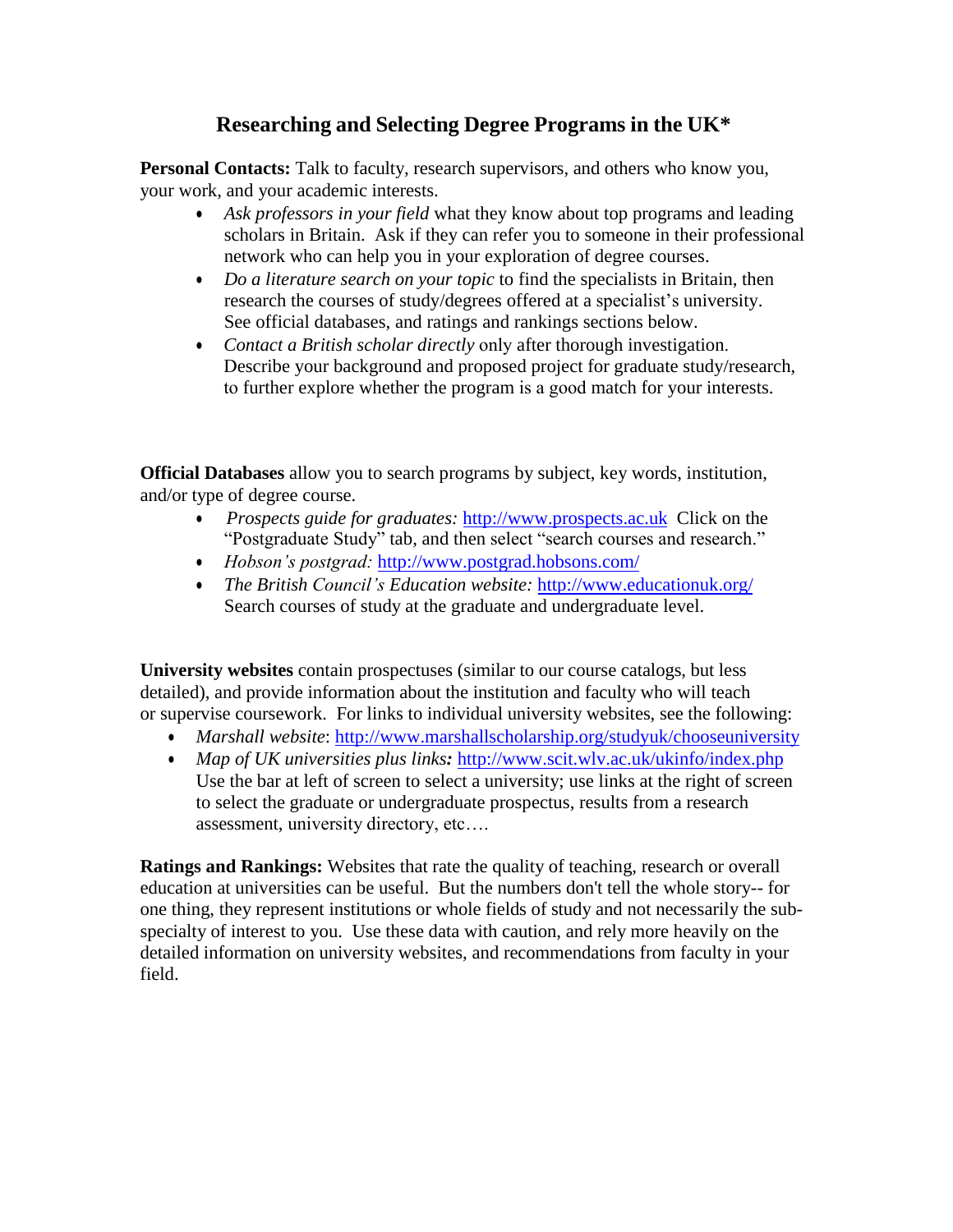# Researching and Selecting Degree Programs in the UK*

**Personal Contacts:** Talk to faculty, research supervisors, and others who know you, your work, and your academic interests.

- *Ask professors in your field* what they know about top programs and leading scholars in Britain. Ask if they can refer you to someone in their professional network who can help you in your exploration of degree courses.
- *Do a literature search on your topic* to find the specialists in Britain, then research the courses of study/degrees offered at a specialist's university. See official databases, and ratings and rankings sections below.
- *Contact a British scholar directly* only after thorough investigation. Describe your background and proposed project for graduate study/research, to further explore whether the program is a good match for your interests.

**Official Databases** allow you to search programs by subject, key words, institution, and/or type of degree course.

- *Prospects guide for graduates:* http://www.prospects.ac.uk Click on the "Postgraduate Study" tab, and then select "search courses and research."
- *Hobson's postgrad:* http://www.postgrad.hobsons.com/
- *The British Council's Education website:* http://www.educationuk.org/ Search courses of study at the graduate and undergraduate level.

**University websites** contain prospectuses (similar to our course catalogs, but less detailed), and provide information about the institution and faculty who will teach or supervise coursework. For links to individual university websites, see the following:

- *Marshall website*: http://www.marshallscholarship.org/studyuk/chooseuniversity
- ***Map of UK universities plus links:*** http://www.scit.wlv.ac.uk/ukinfo/index.php Use the bar at left of screen to select a university; use links at the right of screen to select the graduate or undergraduate prospectus, results from a research assessment, university directory, etc….

**Ratings and Rankings:** Websites that rate the quality of teaching, research or overall education at universities can be useful. But the numbers don't tell the whole story-- for one thing, they represent institutions or whole fields of study and not necessarily the sub-specialty of interest to you. Use these data with caution, and rely more heavily on the detailed information on university websites, and recommendations from faculty in your field.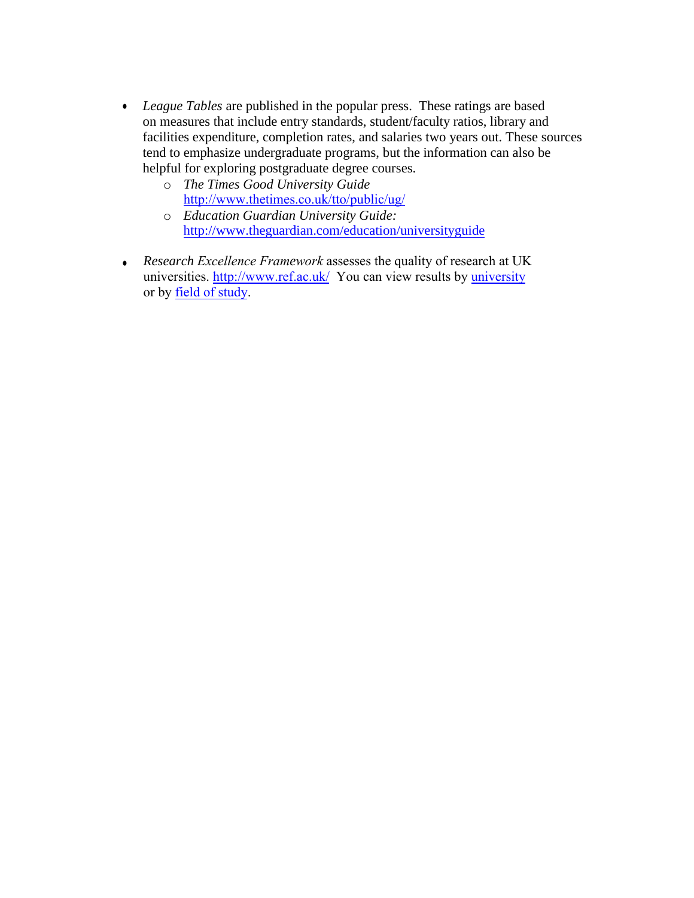- *League Tables* are published in the popular press. These ratings are based on measures that include entry standards, student/faculty ratios, library and facilities expenditure, completion rates, and salaries two years out. These sources tend to emphasize undergraduate programs, but the information can also be helpful for exploring postgraduate degree courses.
    - *The Times Good University Guide* http://www.thetimes.co.uk/tto/public/ug/
    - *Education Guardian University Guide:* http://www.theguardian.com/education/universityguide

- *Research Excellence Framework* assesses the quality of research at UK universities. http://www.ref.ac.uk/ You can view results by university or by field of study.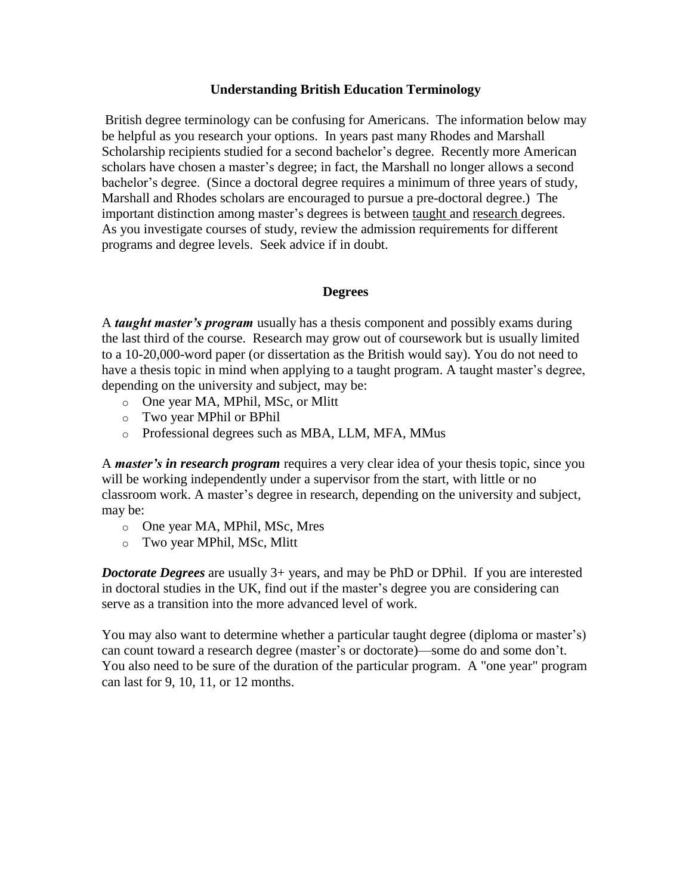## Understanding British Education Terminology

British degree terminology can be confusing for Americans. The information below may be helpful as you research your options. In years past many Rhodes and Marshall Scholarship recipients studied for a second bachelor's degree. Recently more American scholars have chosen a master's degree; in fact, the Marshall no longer allows a second bachelor's degree. (Since a doctoral degree requires a minimum of three years of study, Marshall and Rhodes scholars are encouraged to pursue a pre-doctoral degree.) The important distinction among master's degrees is between <u>taught</u> and <u>research</u> degrees. As you investigate courses of study, review the admission requirements for different programs and degree levels. Seek advice if in doubt.

### Degrees

A ***taught master's program*** usually has a thesis component and possibly exams during the last third of the course. Research may grow out of coursework but is usually limited to a 10-20,000-word paper (or dissertation as the British would say). You do not need to have a thesis topic in mind when applying to a taught program. A taught master's degree, depending on the university and subject, may be:

- One year MA, MPhil, MSc, or Mlitt
- Two year MPhil or BPhil
- Professional degrees such as MBA, LLM, MFA, MMus

A ***master's in research program*** requires a very clear idea of your thesis topic, since you will be working independently under a supervisor from the start, with little or no classroom work. A master's degree in research, depending on the university and subject, may be:

- One year MA, MPhil, MSc, Mres
- Two year MPhil, MSc, Mlitt

***Doctorate Degrees*** are usually 3+ years, and may be PhD or DPhil. If you are interested in doctoral studies in the UK, find out if the master's degree you are considering can serve as a transition into the more advanced level of work.

You may also want to determine whether a particular taught degree (diploma or master's) can count toward a research degree (master's or doctorate)—some do and some don't. You also need to be sure of the duration of the particular program. A "one year" program can last for 9, 10, 11, or 12 months.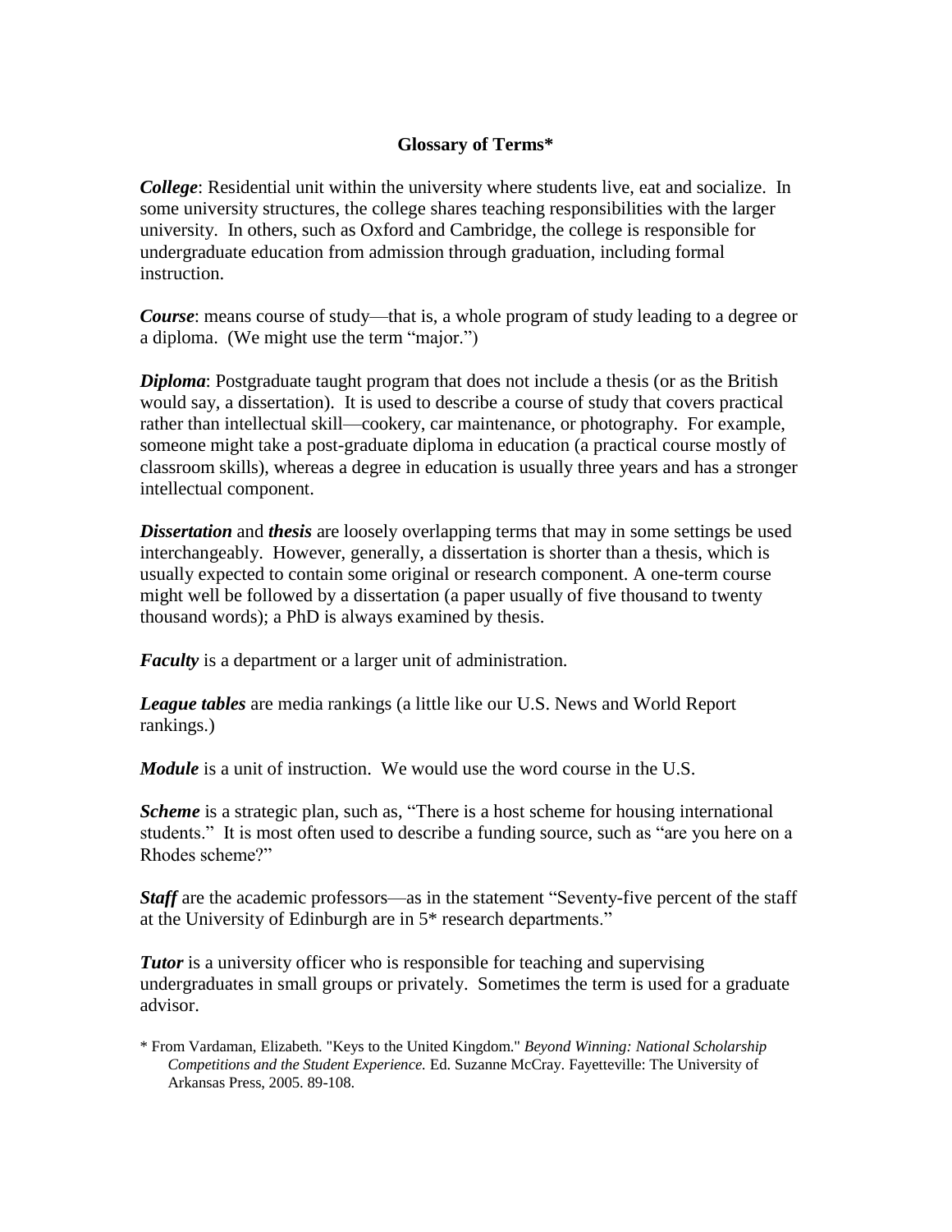## Glossary of Terms*

***College***: Residential unit within the university where students live, eat and socialize. In some university structures, the college shares teaching responsibilities with the larger university. In others, such as Oxford and Cambridge, the college is responsible for undergraduate education from admission through graduation, including formal instruction.

***Course***: means course of study—that is, a whole program of study leading to a degree or a diploma. (We might use the term "major.")

***Diploma***: Postgraduate taught program that does not include a thesis (or as the British would say, a dissertation). It is used to describe a course of study that covers practical rather than intellectual skill—cookery, car maintenance, or photography. For example, someone might take a post-graduate diploma in education (a practical course mostly of classroom skills), whereas a degree in education is usually three years and has a stronger intellectual component.

***Dissertation*** and ***thesis*** are loosely overlapping terms that may in some settings be used interchangeably. However, generally, a dissertation is shorter than a thesis, which is usually expected to contain some original or research component. A one-term course might well be followed by a dissertation (a paper usually of five thousand to twenty thousand words); a PhD is always examined by thesis.

***Faculty*** is a department or a larger unit of administration.

***League tables*** are media rankings (a little like our U.S. News and World Report rankings.)

***Module*** is a unit of instruction. We would use the word course in the U.S.

***Scheme*** is a strategic plan, such as, "There is a host scheme for housing international students." It is most often used to describe a funding source, such as "are you here on a Rhodes scheme?"

***Staff*** are the academic professors—as in the statement "Seventy-five percent of the staff at the University of Edinburgh are in 5* research departments."

***Tutor*** is a university officer who is responsible for teaching and supervising undergraduates in small groups or privately. Sometimes the term is used for a graduate advisor.

\* From Vardaman, Elizabeth. "Keys to the United Kingdom." *Beyond Winning: National Scholarship Competitions and the Student Experience.* Ed. Suzanne McCray. Fayetteville: The University of Arkansas Press, 2005. 89-108.